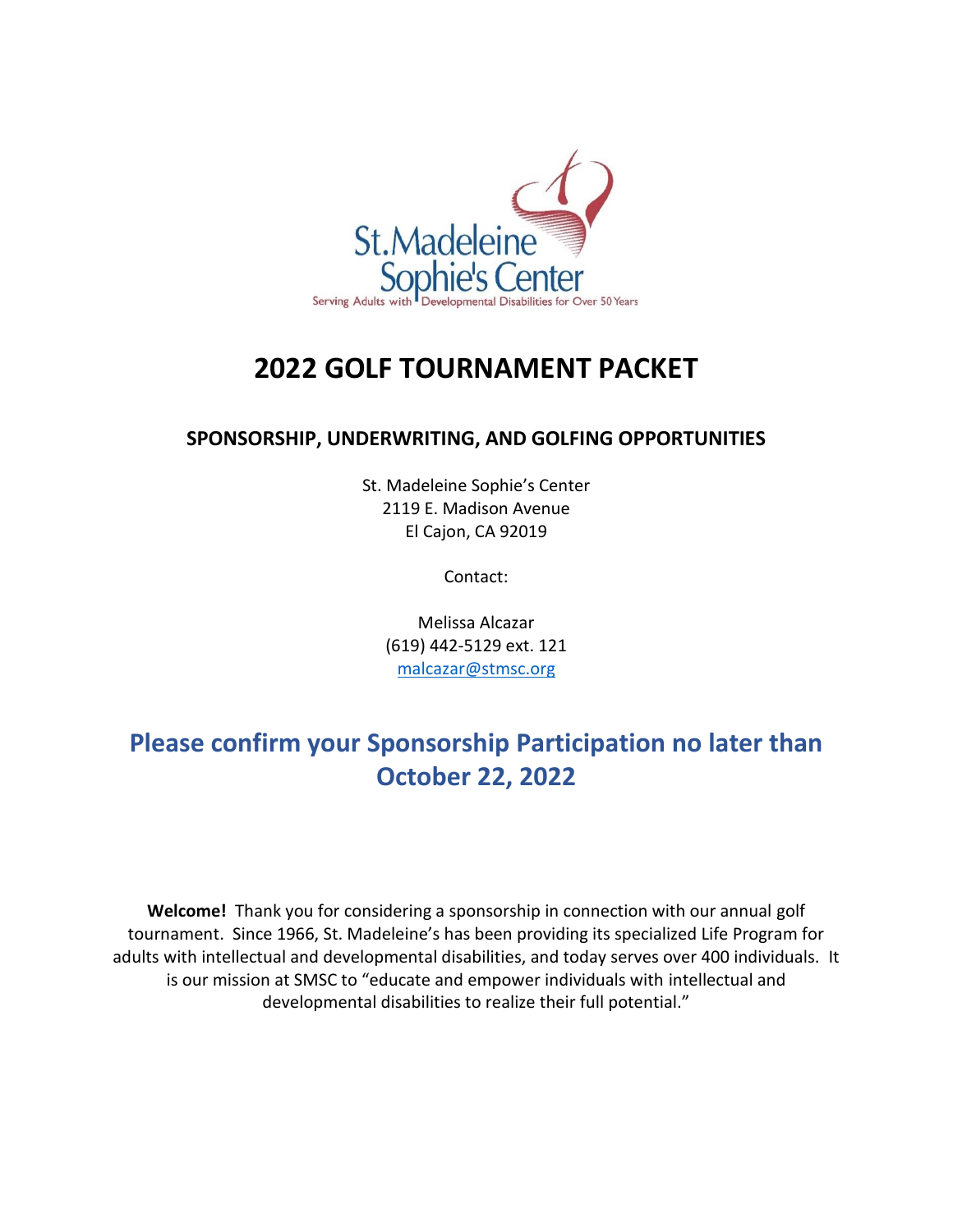St.Madeleine Sophie's Center

Serving Adults with Developmental Disabilities for Over 50 Years

# 2022 GOLF TOURNAMENT PACKET

## SPONSORSHIP, UNDERWRITING, AND GOLFING OPPORTUNITIES

St. Madeleine Sophie's Center
2119 E. Madison Avenue
El Cajon, CA 92019

Contact:

Melissa Alcazar
(619) 442-5129 ext. 121
malcazar@stmsc.org

## Please confirm your Sponsorship Participation no later than October 22, 2022

**Welcome!** Thank you for considering a sponsorship in connection with our annual golf tournament. Since 1966, St. Madeleine's has been providing its specialized Life Program for adults with intellectual and developmental disabilities, and today serves over 400 individuals. It is our mission at SMSC to "educate and empower individuals with intellectual and developmental disabilities to realize their full potential."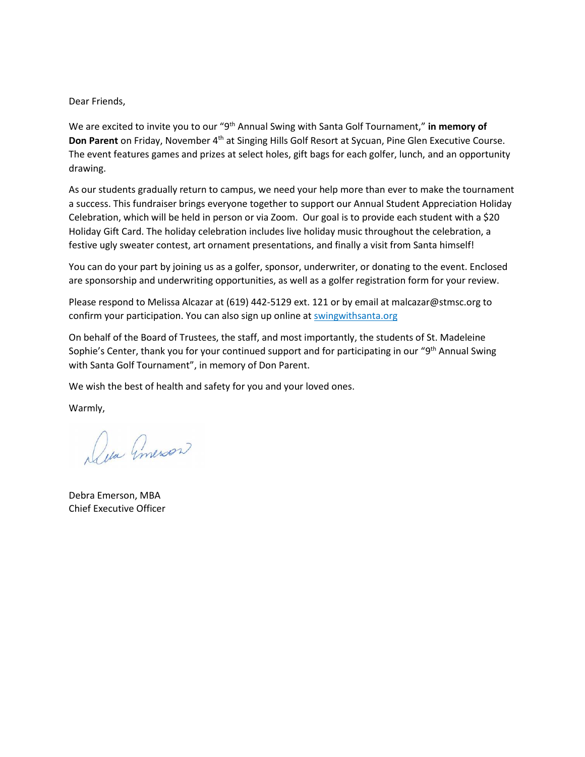Dear Friends,

We are excited to invite you to our "9th Annual Swing with Santa Golf Tournament," **in memory of Don Parent** on Friday, November 4th at Singing Hills Golf Resort at Sycuan, Pine Glen Executive Course. The event features games and prizes at select holes, gift bags for each golfer, lunch, and an opportunity drawing.

As our students gradually return to campus, we need your help more than ever to make the tournament a success. This fundraiser brings everyone together to support our Annual Student Appreciation Holiday Celebration, which will be held in person or via Zoom. Our goal is to provide each student with a $20 Holiday Gift Card. The holiday celebration includes live holiday music throughout the celebration, a festive ugly sweater contest, art ornament presentations, and finally a visit from Santa himself!

You can do your part by joining us as a golfer, sponsor, underwriter, or donating to the event. Enclosed are sponsorship and underwriting opportunities, as well as a golfer registration form for your review.

Please respond to Melissa Alcazar at (619) 442-5129 ext. 121 or by email at malcazar@stmsc.org to confirm your participation. You can also sign up online at [swingwithsanta.org](swingwithsanta.org)

On behalf of the Board of Trustees, the staff, and most importantly, the students of St. Madeleine Sophie's Center, thank you for your continued support and for participating in our "9th Annual Swing with Santa Golf Tournament", in memory of Don Parent.

We wish the best of health and safety for you and your loved ones.

Warmly,

Debra Emerson, MBA
Chief Executive Officer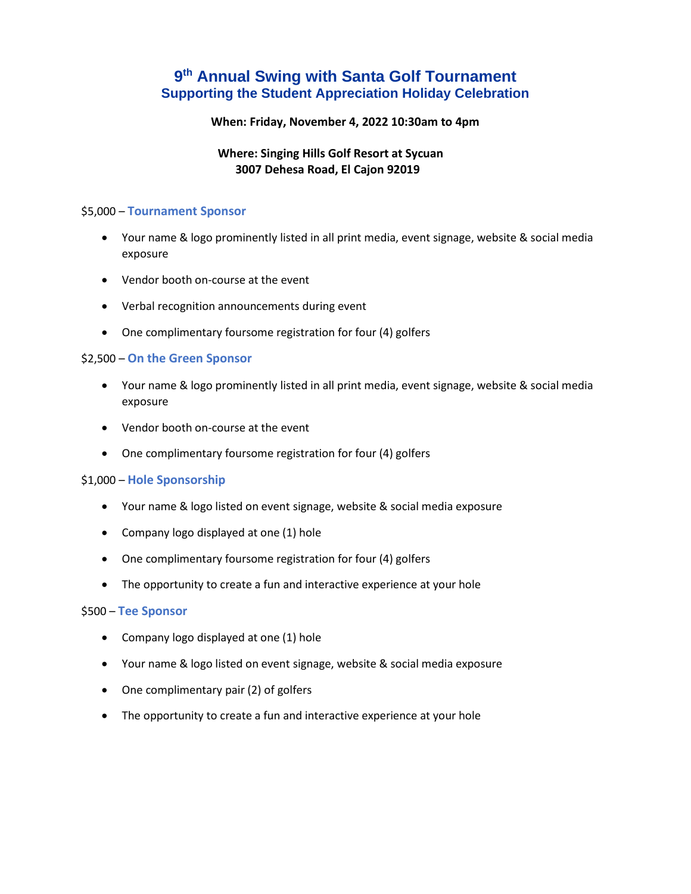# 9th Annual Swing with Santa Golf Tournament

## Supporting the Student Appreciation Holiday Celebration

**When: Friday, November 4, 2022 10:30am to 4pm**

**Where: Singing Hills Golf Resort at Sycuan**
**3007 Dehesa Road, El Cajon 92019**

$5,000 – **Tournament Sponsor**

- Your name & logo prominently listed in all print media, event signage, website & social media exposure
- Vendor booth on-course at the event
- Verbal recognition announcements during event
- One complimentary foursome registration for four (4) golfers

$2,500 – **On the Green Sponsor**

- Your name & logo prominently listed in all print media, event signage, website & social media exposure
- Vendor booth on-course at the event
- One complimentary foursome registration for four (4) golfers

$1,000 – **Hole Sponsorship**

- Your name & logo listed on event signage, website & social media exposure
- Company logo displayed at one (1) hole
- One complimentary foursome registration for four (4) golfers
- The opportunity to create a fun and interactive experience at your hole

$500 – **Tee Sponsor**

- Company logo displayed at one (1) hole
- Your name & logo listed on event signage, website & social media exposure
- One complimentary pair (2) of golfers
- The opportunity to create a fun and interactive experience at your hole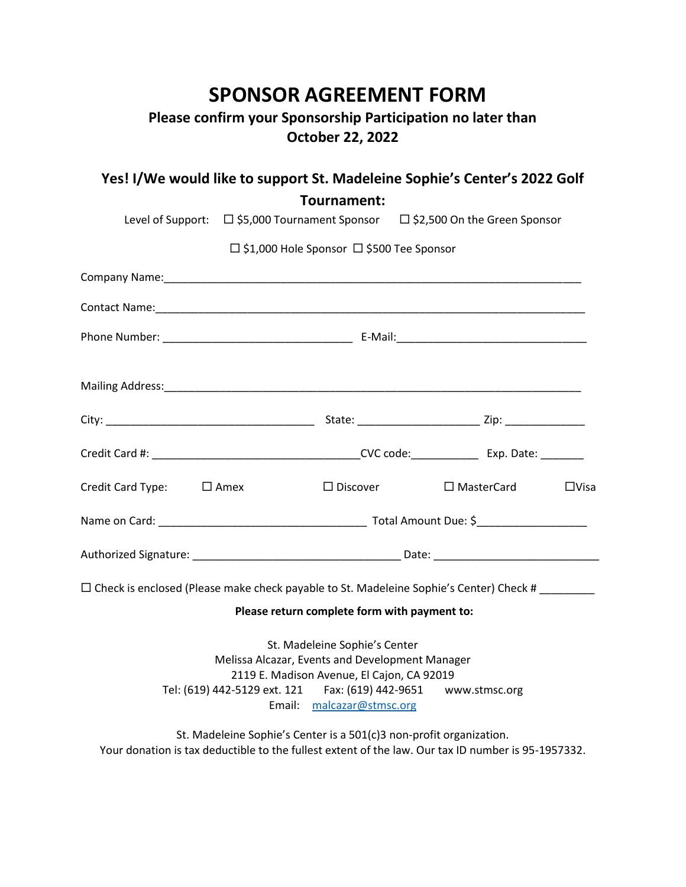# SPONSOR AGREEMENT FORM

## Please confirm your Sponsorship Participation no later than October 22, 2022

### Yes! I/We would like to support St. Madeleine Sophie's Center's 2022 Golf Tournament:

Level of Support: ☐ $5,000 Tournament Sponsor ☐ $2,500 On the Green Sponsor

☐ $1,000 Hole Sponsor ☐ $500 Tee Sponsor

Company Name:_______________________________________________________________________

Contact Name:_________________________________________________________________________

Phone Number: ______________________________ E-Mail:_____________________________

Mailing Address:_______________________________________________________________________

City: _________________________________ State: ___________________ Zip: ____________

Credit Card #: __________________________________CVC code:__________ Exp. Date: _______

Credit Card Type: ☐ Amex ☐ Discover ☐ MasterCard ☐Visa

Name on Card: _________________________________ Total Amount Due: $_________________

Authorized Signature: _________________________________ Date: __________________________

☐ Check is enclosed (Please make check payable to St. Madeleine Sophie's Center) Check # _________

**Please return complete form with payment to:**

St. Madeleine Sophie's Center
Melissa Alcazar, Events and Development Manager
2119 E. Madison Avenue, El Cajon, CA 92019
Tel: (619) 442-5129 ext. 121 Fax: (619) 442-9651 www.stmsc.org
Email: malcazar@stmsc.org

St. Madeleine Sophie's Center is a 501(c)3 non-profit organization.
Your donation is tax deductible to the fullest extent of the law. Our tax ID number is 95-1957332.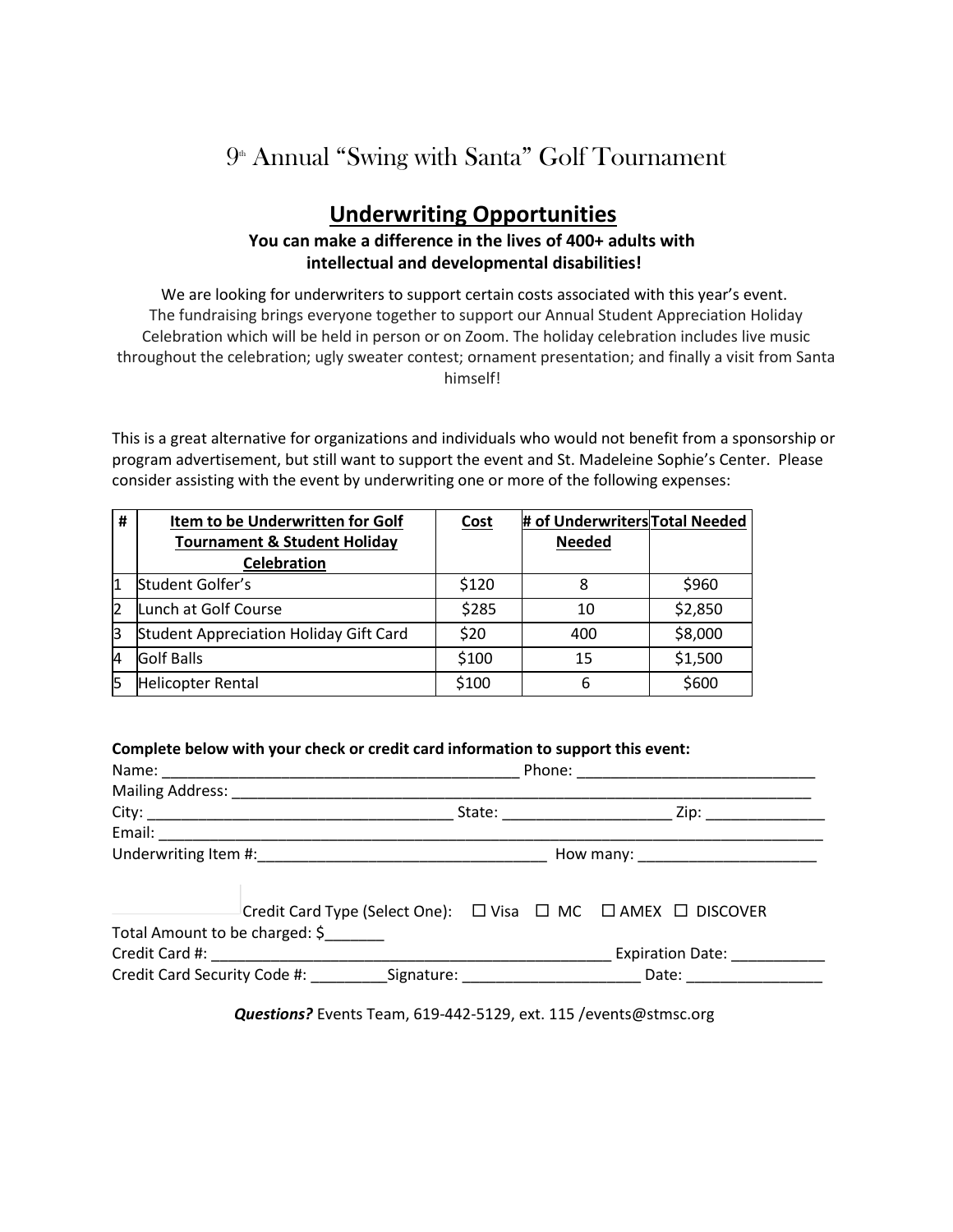# 9th Annual "Swing with Santa" Golf Tournament

## Underwriting Opportunities

**You can make a difference in the lives of 400+ adults with intellectual and developmental disabilities!**

We are looking for underwriters to support certain costs associated with this year's event. The fundraising brings everyone together to support our Annual Student Appreciation Holiday Celebration which will be held in person or on Zoom. The holiday celebration includes live music throughout the celebration; ugly sweater contest; ornament presentation; and finally a visit from Santa himself!

This is a great alternative for organizations and individuals who would not benefit from a sponsorship or program advertisement, but still want to support the event and St. Madeleine Sophie's Center. Please consider assisting with the event by underwriting one or more of the following expenses:

| # | Item to be Underwritten for Golf Tournament & Student Holiday Celebration | Cost | # of Underwriters Needed | Total Needed |
|---|---|---|---|---|
| 1 | Student Golfer's | $120 | 8 | $960 |
| 2 | Lunch at Golf Course | $285 | 10 | $2,850 |
| 3 | Student Appreciation Holiday Gift Card | $20 | 400 | $8,000 |
| 4 | Golf Balls | $100 | 15 | $1,500 |
| 5 | Helicopter Rental | $100 | 6 | $600 |

**Complete below with your check or credit card information to support this event:**

Name: ___________________________________________ Phone: ____________________________

Mailing Address: _________________________________________________________________________

City: ____________________________________ State: ____________________ Zip: ______________

Email: ___________________________________________________________________________________

Underwriting Item #:__________________________________ How many: _____________________

Credit Card Type (Select One): ☐ Visa ☐ MC ☐ AMEX ☐ DISCOVER

Total Amount to be charged: $_______

Credit Card #: ________________________________________________ Expiration Date: ___________

Credit Card Security Code #: _________Signature: _____________________ Date: ________________

***Questions?*** Events Team, 619-442-5129, ext. 115 /events@stmsc.org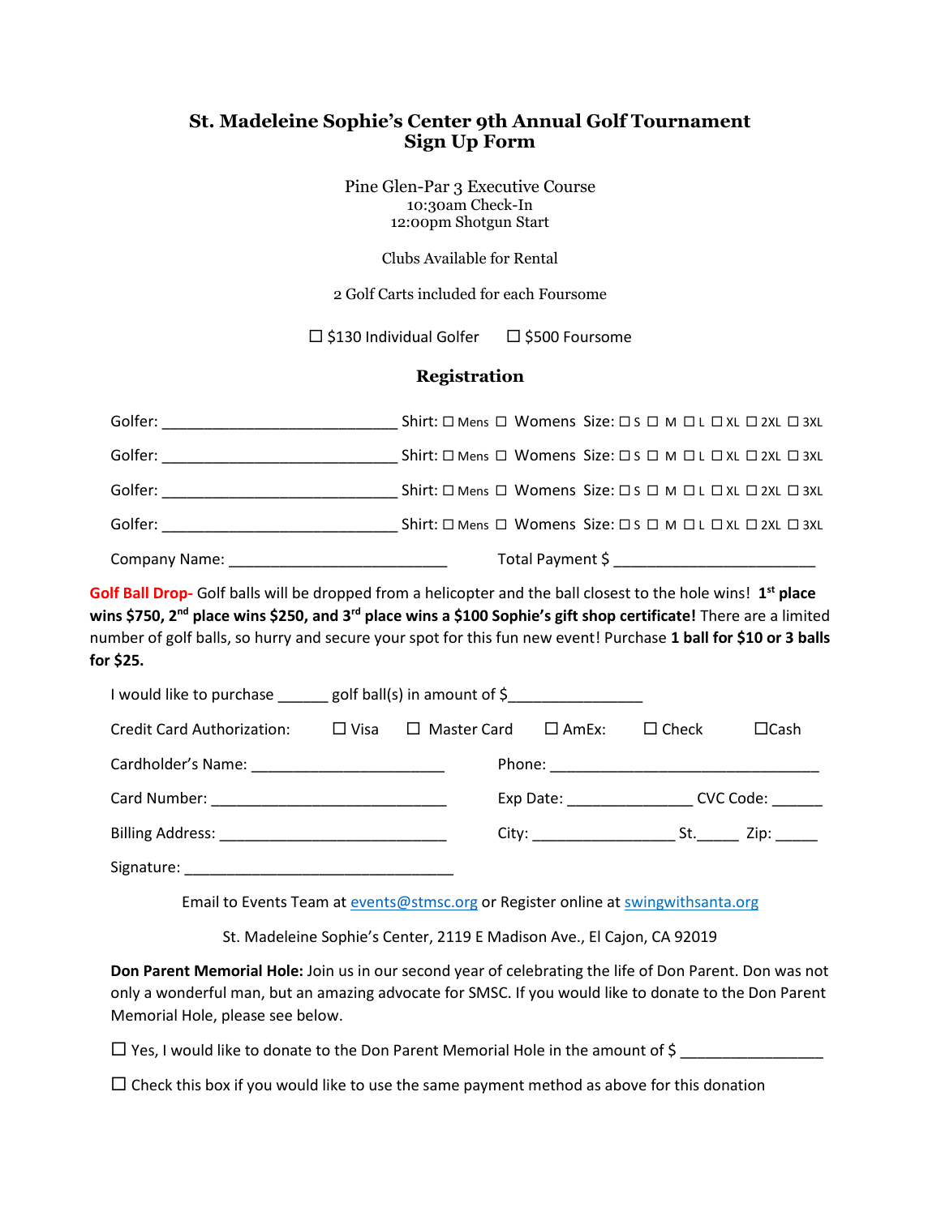# St. Madeleine Sophie's Center 9th Annual Golf Tournament
# Sign Up Form

Pine Glen-Par 3 Executive Course
10:30am Check-In
12:00pm Shotgun Start

Clubs Available for Rental

2 Golf Carts included for each Foursome

☐ $130 Individual Golfer ☐ $500 Foursome

## Registration

Golfer: ____________________________ Shirt: ☐ Mens ☐ Womens Size: ☐ S ☐ M ☐ L ☐ XL ☐ 2XL ☐ 3XL

Golfer: ____________________________ Shirt: ☐ Mens ☐ Womens Size: ☐ S ☐ M ☐ L ☐ XL ☐ 2XL ☐ 3XL

Golfer: ____________________________ Shirt: ☐ Mens ☐ Womens Size: ☐ S ☐ M ☐ L ☐ XL ☐ 2XL ☐ 3XL

Golfer: ____________________________ Shirt: ☐ Mens ☐ Womens Size: ☐ S ☐ M ☐ L ☐ XL ☐ 2XL ☐ 3XL

Company Name: __________________________ Total Payment $ ________________________

**Golf Ball Drop-** Golf balls will be dropped from a helicopter and the ball closest to the hole wins! **1st place wins $750, 2nd place wins $250, and 3rd place wins a $100 Sophie's gift shop certificate!** There are a limited number of golf balls, so hurry and secure your spot for this fun new event! Purchase **1 ball for $10 or 3 balls for $25.**

I would like to purchase ______ golf ball(s) in amount of $________________

Credit Card Authorization: ☐ Visa ☐ Master Card ☐ AmEx: ☐ Check ☐Cash

Cardholder's Name: _______________________ Phone: _________________________________

Card Number: _____________________________ Exp Date: _______________ CVC Code: ______

Billing Address: ___________________________ City: _________________ St._____ Zip: _____

Signature: ________________________________

Email to Events Team at events@stmsc.org or Register online at swingwithsanta.org

St. Madeleine Sophie's Center, 2119 E Madison Ave., El Cajon, CA 92019

**Don Parent Memorial Hole:** Join us in our second year of celebrating the life of Don Parent. Don was not only a wonderful man, but an amazing advocate for SMSC. If you would like to donate to the Don Parent Memorial Hole, please see below.

☐ Yes, I would like to donate to the Don Parent Memorial Hole in the amount of $ _________________

☐ Check this box if you would like to use the same payment method as above for this donation